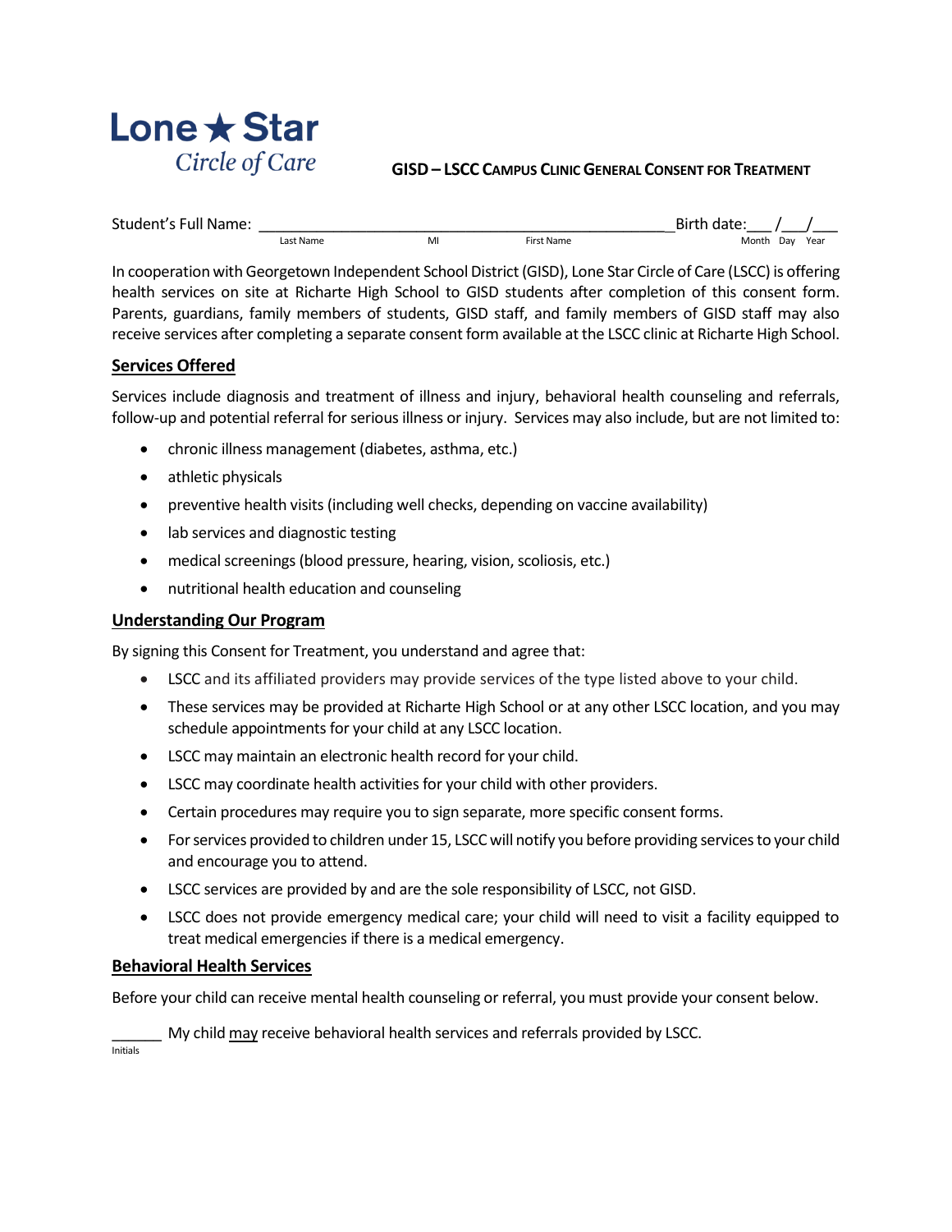**Lone ★ Star**
*Circle of Care*

# GISD – LSCC Campus Clinic General Consent for Treatment

Student's Full Name: ____________________________________________ Birth date:___/___/___
Last Name MI First Name Month Day Year

In cooperation with Georgetown Independent School District (GISD), Lone Star Circle of Care (LSCC) is offering health services on site at Richarte High School to GISD students after completion of this consent form. Parents, guardians, family members of students, GISD staff, and family members of GISD staff may also receive services after completing a separate consent form available at the LSCC clinic at Richarte High School.

## Services Offered

Services include diagnosis and treatment of illness and injury, behavioral health counseling and referrals, follow-up and potential referral for serious illness or injury. Services may also include, but are not limited to:

- chronic illness management (diabetes, asthma, etc.)
- athletic physicals
- preventive health visits (including well checks, depending on vaccine availability)
- lab services and diagnostic testing
- medical screenings (blood pressure, hearing, vision, scoliosis, etc.)
- nutritional health education and counseling

## Understanding Our Program

By signing this Consent for Treatment, you understand and agree that:

- LSCC and its affiliated providers may provide services of the type listed above to your child.
- These services may be provided at Richarte High School or at any other LSCC location, and you may schedule appointments for your child at any LSCC location.
- LSCC may maintain an electronic health record for your child.
- LSCC may coordinate health activities for your child with other providers.
- Certain procedures may require you to sign separate, more specific consent forms.
- For services provided to children under 15, LSCC will notify you before providing services to your child and encourage you to attend.
- LSCC services are provided by and are the sole responsibility of LSCC, not GISD.
- LSCC does not provide emergency medical care; your child will need to visit a facility equipped to treat medical emergencies if there is a medical emergency.

## Behavioral Health Services

Before your child can receive mental health counseling or referral, you must provide your consent below.

______ My child may receive behavioral health services and referrals provided by LSCC.
Initials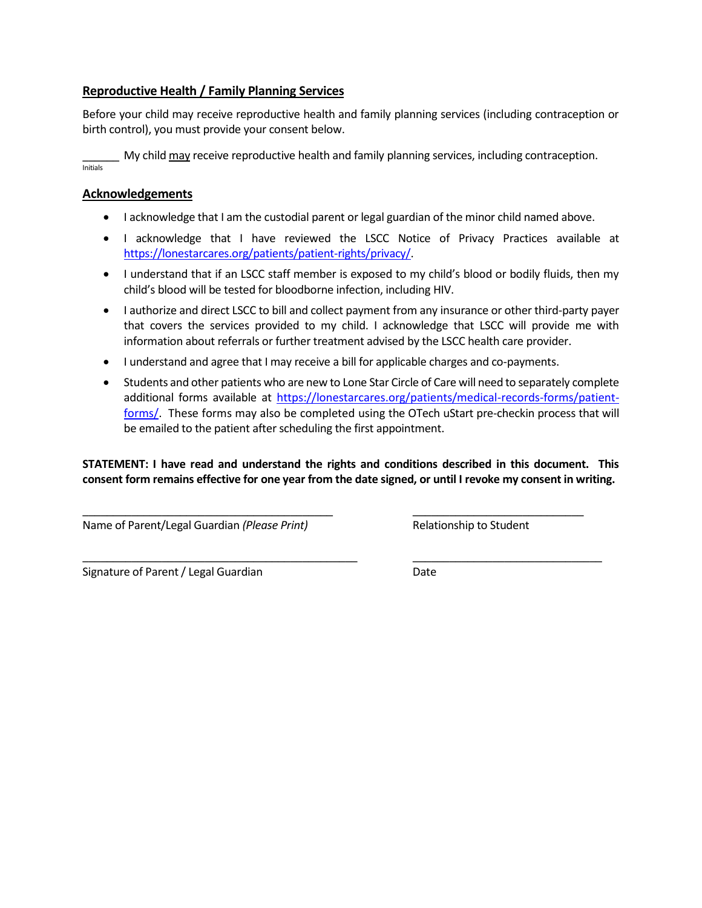## Reproductive Health / Family Planning Services

Before your child may receive reproductive health and family planning services (including contraception or birth control), you must provide your consent below.

______ My child <u>may</u> receive reproductive health and family planning services, including contraception.
Initials

## Acknowledgements

- I acknowledge that I am the custodial parent or legal guardian of the minor child named above.
- I acknowledge that I have reviewed the LSCC Notice of Privacy Practices available at https://lonestarcares.org/patients/patient-rights/privacy/.
- I understand that if an LSCC staff member is exposed to my child's blood or bodily fluids, then my child's blood will be tested for bloodborne infection, including HIV.
- I authorize and direct LSCC to bill and collect payment from any insurance or other third-party payer that covers the services provided to my child. I acknowledge that LSCC will provide me with information about referrals or further treatment advised by the LSCC health care provider.
- I understand and agree that I may receive a bill for applicable charges and co-payments.
- Students and other patients who are new to Lone Star Circle of Care will need to separately complete additional forms available at https://lonestarcares.org/patients/medical-records-forms/patient-forms/. These forms may also be completed using the OTech uStart pre-checkin process that will be emailed to the patient after scheduling the first appointment.

**STATEMENT: I have read and understand the rights and conditions described in this document. This consent form remains effective for one year from the date signed, or until I revoke my consent in writing.**

______________________________________ Name of Parent/Legal Guardian *(Please Print)*

__________________________ Relationship to Student

______________________________________ Signature of Parent / Legal Guardian

__________________________ Date